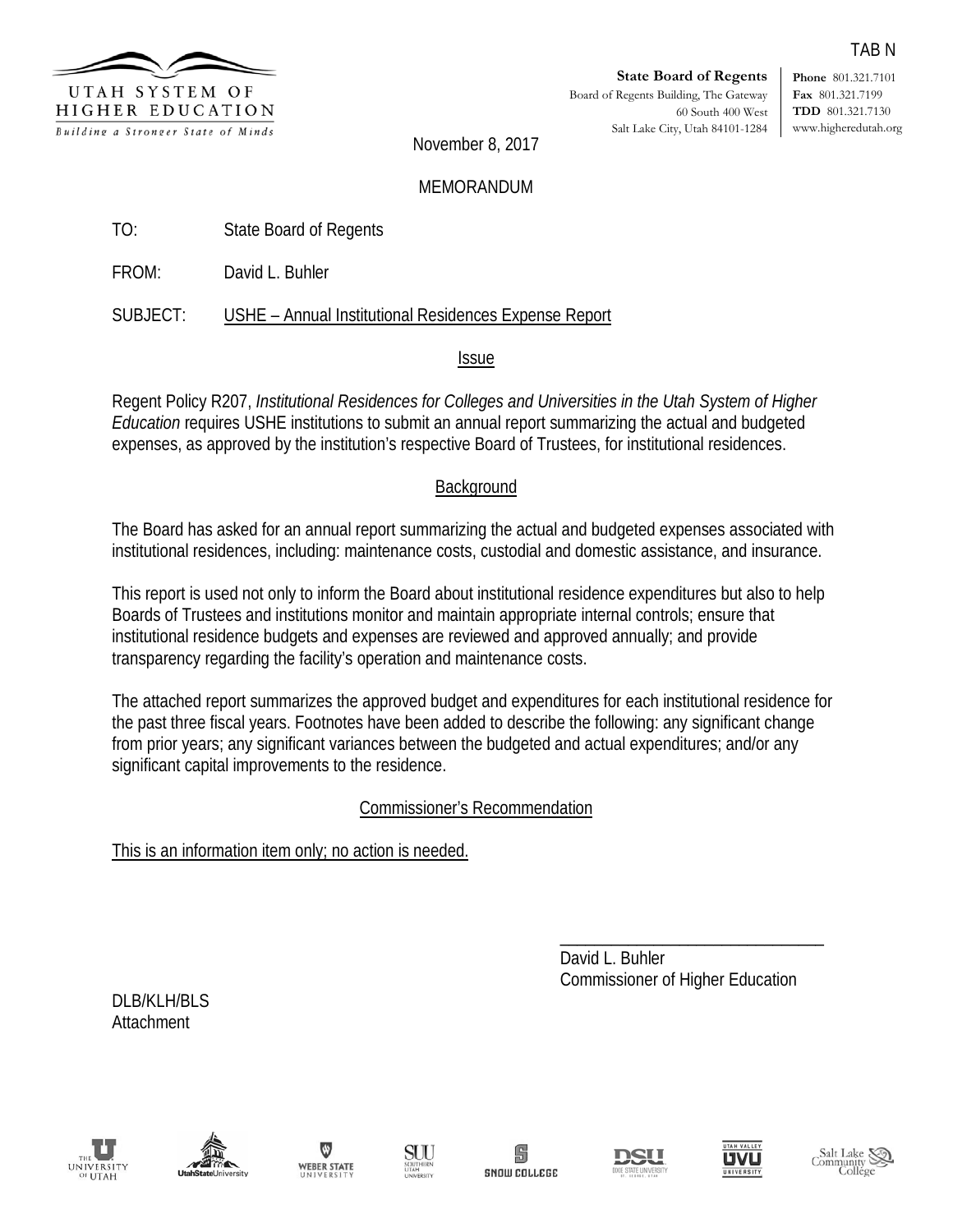TAB N

UTAH SYSTEM OF HIGHER EDUCATION
*Building a Stronger State of Minds*

**State Board of Regents**
Board of Regents Building, The Gateway
60 South 400 West
Salt Lake City, Utah 84101-1284

**Phone** 801.321.7101
**Fax** 801.321.7199
**TDD** 801.321.7130
www.higheredutah.org

November 8, 2017

MEMORANDUM

TO: State Board of Regents

FROM: David L. Buhler

SUBJECT: USHE – Annual Institutional Residences Expense Report

## Issue

Regent Policy R207, *Institutional Residences for Colleges and Universities in the Utah System of Higher Education* requires USHE institutions to submit an annual report summarizing the actual and budgeted expenses, as approved by the institution's respective Board of Trustees, for institutional residences.

## Background

The Board has asked for an annual report summarizing the actual and budgeted expenses associated with institutional residences, including: maintenance costs, custodial and domestic assistance, and insurance.

This report is used not only to inform the Board about institutional residence expenditures but also to help Boards of Trustees and institutions monitor and maintain appropriate internal controls; ensure that institutional residence budgets and expenses are reviewed and approved annually; and provide transparency regarding the facility's operation and maintenance costs.

The attached report summarizes the approved budget and expenditures for each institutional residence for the past three fiscal years. Footnotes have been added to describe the following: any significant change from prior years; any significant variances between the budgeted and actual expenditures; and/or any significant capital improvements to the residence.

## Commissioner's Recommendation

This is an information item only; no action is needed.

David L. Buhler
Commissioner of Higher Education

DLB/KLH/BLS
Attachment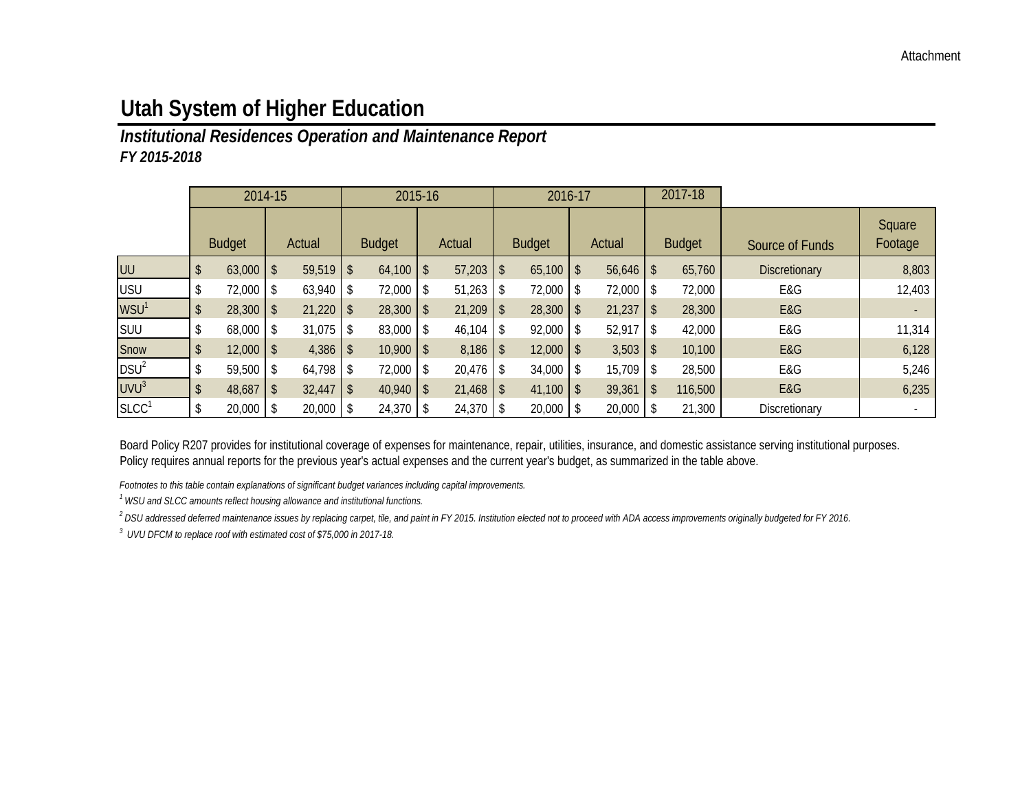Attachment

# Utah System of Higher Education

## *Institutional Residences Operation and Maintenance Report*

### *FY 2015-2018*

| | 2014-15 | | 2015-16 | | 2016-17 | | 2017-18 | | |
|---|---|---|---|---|---|---|---|---|---|
| | Budget | Actual | Budget | Actual | Budget | Actual | Budget | Source of Funds | Square Footage |
| UU | $ 63,000 | $ 59,519 | $ 64,100 | $ 57,203 | $ 65,100 | $ 56,646 | $ 65,760 | Discretionary | 8,803 |
| USU | $ 72,000 | $ 63,940 | $ 72,000 | $ 51,263 | $ 72,000 | $ 72,000 | $ 72,000 | E&G | 12,403 |
| WSU[1] | $ 28,300 | $ 21,220 | $ 28,300 | $ 21,209 | $ 28,300 | $ 21,237 | $ 28,300 | E&G | - |
| SUU | $ 68,000 | $ 31,075 | $ 83,000 | $ 46,104 | $ 92,000 | $ 52,917 | $ 42,000 | E&G | 11,314 |
| Snow | $ 12,000 | $ 4,386 | $ 10,900 | $ 8,186 | $ 12,000 | $ 3,503 | $ 10,100 | E&G | 6,128 |
| DSU[2] | $ 59,500 | $ 64,798 | $ 72,000 | $ 20,476 | $ 34,000 | $ 15,709 | $ 28,500 | E&G | 5,246 |
| UVU[3] | $ 48,687 | $ 32,447 | $ 40,940 | $ 21,468 | $ 41,100 | $ 39,361 | $ 116,500 | E&G | 6,235 |
| SLCC[1] | $ 20,000 | $ 20,000 | $ 24,370 | $ 24,370 | $ 20,000 | $ 20,000 | $ 21,300 | Discretionary | - |

Board Policy R207 provides for institutional coverage of expenses for maintenance, repair, utilities, insurance, and domestic assistance serving institutional purposes. Policy requires annual reports for the previous year's actual expenses and the current year's budget, as summarized in the table above.

*Footnotes to this table contain explanations of significant budget variances including capital improvements.*

*[1] WSU and SLCC amounts reflect housing allowance and institutional functions.*

*[2] DSU addressed deferred maintenance issues by replacing carpet, tile, and paint in FY 2015. Institution elected not to proceed with ADA access improvements originally budgeted for FY 2016.*

*[3] UVU DFCM to replace roof with estimated cost of $75,000 in 2017-18.*